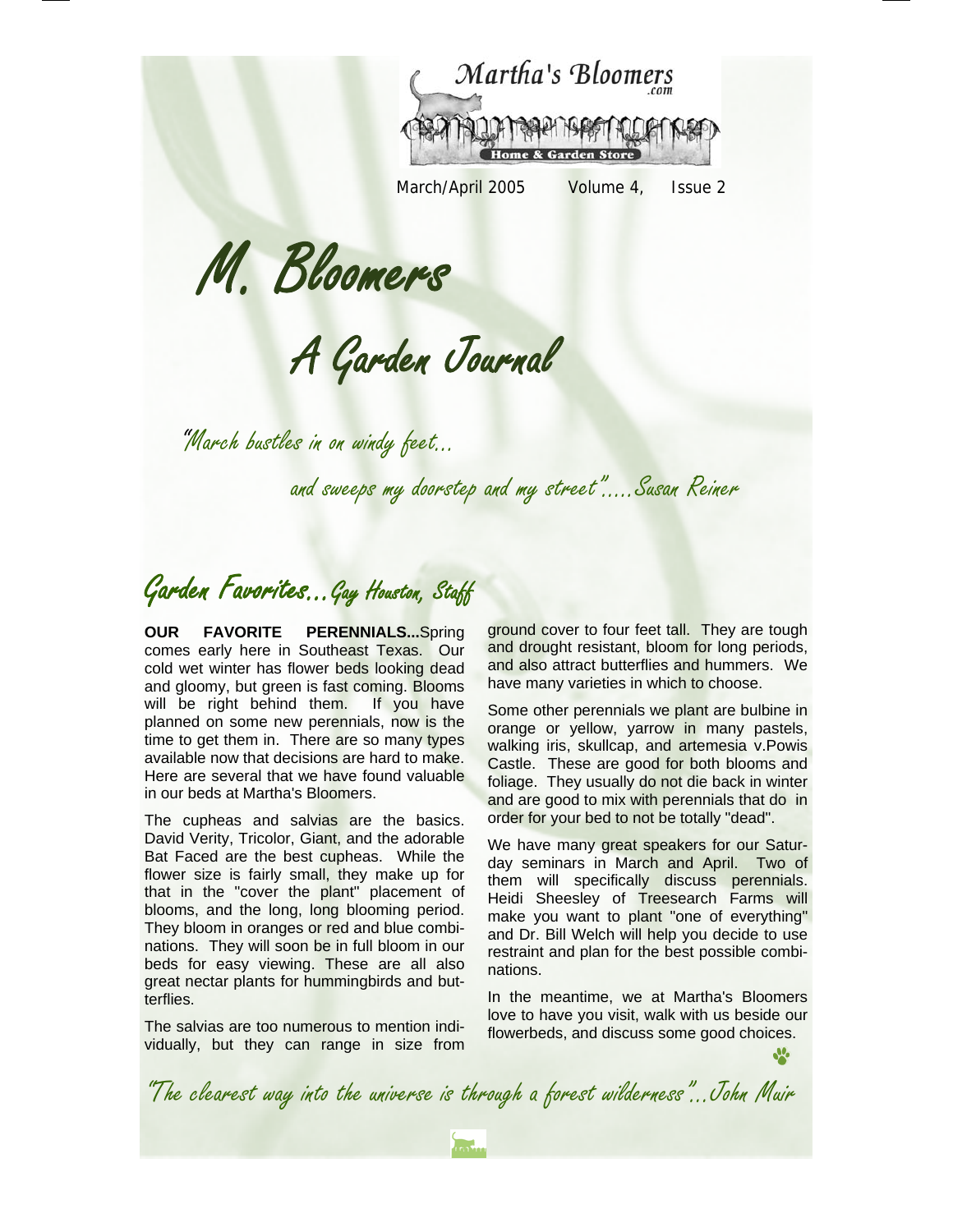Martha's Bloomers.com

Home & Garden Store

March/April 2005 Volume 4, Issue 2

# M. Bloomers

## A Garden Journal

*"March bustles in on windy feet...*

*and sweeps my doorstep and my street".....Susan Reiner*

## Garden Favorites...Gay Houston, Staff

**OUR FAVORITE PERENNIALS...**Spring comes early here in Southeast Texas. Our cold wet winter has flower beds looking dead and gloomy, but green is fast coming. Blooms will be right behind them. If you have planned on some new perennials, now is the time to get them in. There are so many types available now that decisions are hard to make. Here are several that we have found valuable in our beds at Martha's Bloomers.

The cupheas and salvias are the basics. David Verity, Tricolor, Giant, and the adorable Bat Faced are the best cupheas. While the flower size is fairly small, they make up for that in the "cover the plant" placement of blooms, and the long, long blooming period. They bloom in oranges or red and blue combinations. They will soon be in full bloom in our beds for easy viewing. These are all also great nectar plants for hummingbirds and butterflies.

The salvias are too numerous to mention individually, but they can range in size from ground cover to four feet tall. They are tough and drought resistant, bloom for long periods, and also attract butterflies and hummers. We have many varieties in which to choose.

Some other perennials we plant are bulbine in orange or yellow, yarrow in many pastels, walking iris, skullcap, and artemesia v.Powis Castle. These are good for both blooms and foliage. They usually do not die back in winter and are good to mix with perennials that do in order for your bed to not be totally "dead".

We have many great speakers for our Saturday seminars in March and April. Two of them will specifically discuss perennials. Heidi Sheesley of Treesearch Farms will make you want to plant "one of everything" and Dr. Bill Welch will help you decide to use restraint and plan for the best possible combinations.

In the meantime, we at Martha's Bloomers love to have you visit, walk with us beside our flowerbeds, and discuss some good choices.

*"The clearest way into the universe is through a forest wilderness"...John Muir*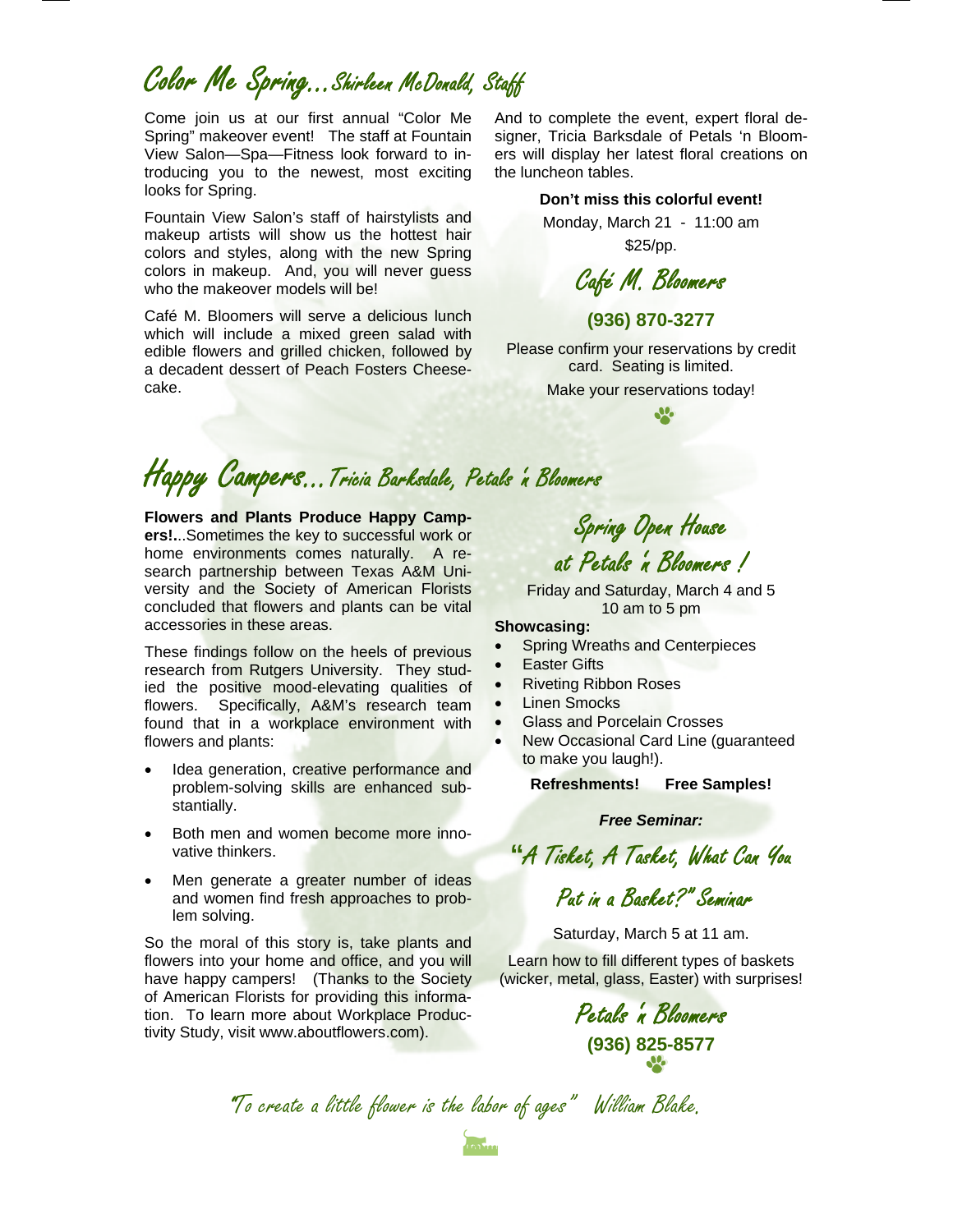## Color Me Spring...Shirleen McDonald, Staff

Come join us at our first annual "Color Me Spring" makeover event! The staff at Fountain View Salon—Spa—Fitness look forward to introducing you to the newest, most exciting looks for Spring.

Fountain View Salon's staff of hairstylists and makeup artists will show us the hottest hair colors and styles, along with the new Spring colors in makeup. And, you will never guess who the makeover models will be!

Café M. Bloomers will serve a delicious lunch which will include a mixed green salad with edible flowers and grilled chicken, followed by a decadent dessert of Peach Fosters Cheesecake.

And to complete the event, expert floral designer, Tricia Barksdale of Petals 'n Bloomers will display her latest floral creations on the luncheon tables.

**Don't miss this colorful event!**

Monday, March 21 - 11:00 am

$25/pp.

### Café M. Bloomers

**(936) 870-3277**

Please confirm your reservations by credit card. Seating is limited.

Make your reservations today!

## Happy Campers...Tricia Barksdale, Petals 'n Bloomers

**Flowers and Plants Produce Happy Campers!**...Sometimes the key to successful work or home environments comes naturally. A research partnership between Texas A&M University and the Society of American Florists concluded that flowers and plants can be vital accessories in these areas.

These findings follow on the heels of previous research from Rutgers University. They studied the positive mood-elevating qualities of flowers. Specifically, A&M's research team found that in a workplace environment with flowers and plants:

- Idea generation, creative performance and problem-solving skills are enhanced substantially.
- Both men and women become more innovative thinkers.
- Men generate a greater number of ideas and women find fresh approaches to problem solving.

So the moral of this story is, take plants and flowers into your home and office, and you will have happy campers! (Thanks to the Society of American Florists for providing this information. To learn more about Workplace Productivity Study, visit www.aboutflowers.com).

### Spring Open House at Petals 'n Bloomers !

Friday and Saturday, March 4 and 5
10 am to 5 pm

**Showcasing:**

- Spring Wreaths and Centerpieces
- Easter Gifts
- Riveting Ribbon Roses
- Linen Smocks
- Glass and Porcelain Crosses
- New Occasional Card Line (guaranteed to make you laugh!).

**Refreshments!** **Free Samples!**

***Free Seminar:***

### "A Tisket, A Tasket, What Can You Put in a Basket?" Seminar

Saturday, March 5 at 11 am.

Learn how to fill different types of baskets (wicker, metal, glass, Easter) with surprises!

### Petals 'n Bloomers

**(936) 825-8577**

*"To create a little flower is the labor of ages" William Blake.*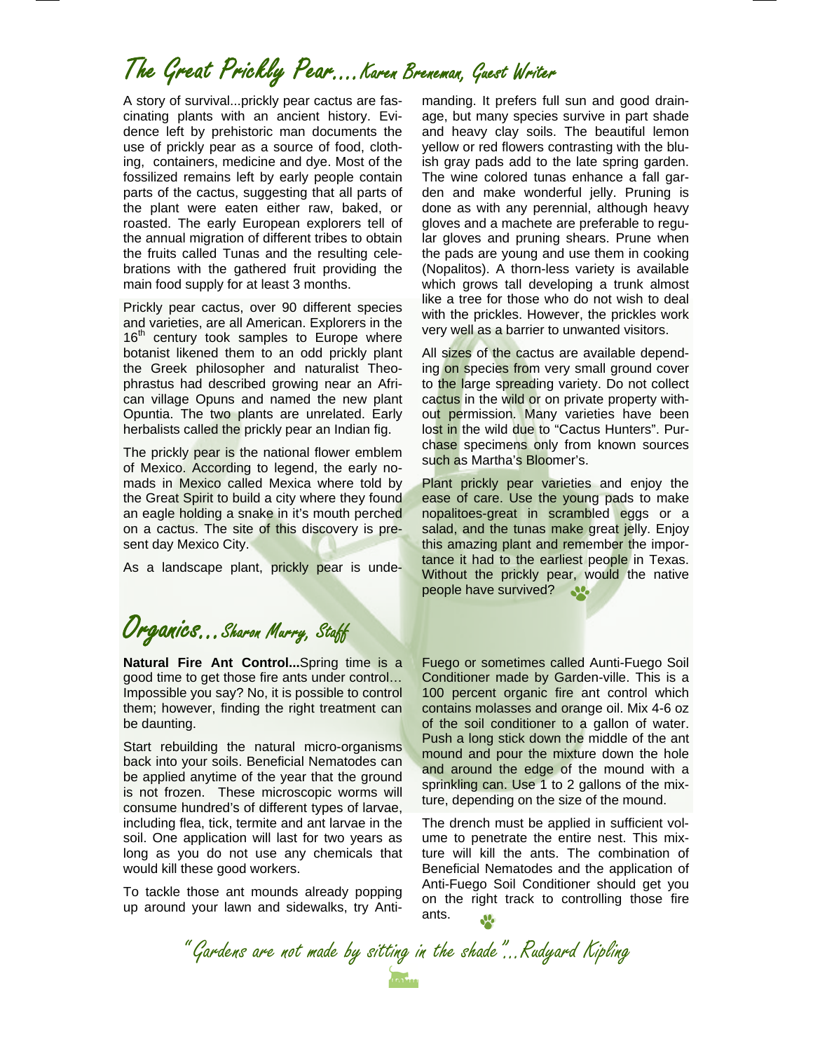## The Great Prickly Pear….Karen Breneman, Guest Writer

A story of survival...prickly pear cactus are fascinating plants with an ancient history. Evidence left by prehistoric man documents the use of prickly pear as a source of food, clothing, containers, medicine and dye. Most of the fossilized remains left by early people contain parts of the cactus, suggesting that all parts of the plant were eaten either raw, baked, or roasted. The early European explorers tell of the annual migration of different tribes to obtain the fruits called Tunas and the resulting celebrations with the gathered fruit providing the main food supply for at least 3 months.

Prickly pear cactus, over 90 different species and varieties, are all American. Explorers in the 16th century took samples to Europe where botanist likened them to an odd prickly plant the Greek philosopher and naturalist Theophrastus had described growing near an African village Opuns and named the new plant Opuntia. The two plants are unrelated. Early herbalists called the prickly pear an Indian fig.

The prickly pear is the national flower emblem of Mexico. According to legend, the early nomads in Mexico called Mexica where told by the Great Spirit to build a city where they found an eagle holding a snake in it's mouth perched on a cactus. The site of this discovery is present day Mexico City.

As a landscape plant, prickly pear is undemanding. It prefers full sun and good drainage, but many species survive in part shade and heavy clay soils. The beautiful lemon yellow or red flowers contrasting with the bluish gray pads add to the late spring garden. The wine colored tunas enhance a fall garden and make wonderful jelly. Pruning is done as with any perennial, although heavy gloves and a machete are preferable to regular gloves and pruning shears. Prune when the pads are young and use them in cooking (Nopalitos). A thorn-less variety is available which grows tall developing a trunk almost like a tree for those who do not wish to deal with the prickles. However, the prickles work very well as a barrier to unwanted visitors.

All sizes of the cactus are available depending on species from very small ground cover to the large spreading variety. Do not collect cactus in the wild or on private property without permission. Many varieties have been lost in the wild due to "Cactus Hunters". Purchase specimens only from known sources such as Martha's Bloomer's.

Plant prickly pear varieties and enjoy the ease of care. Use the young pads to make nopalitoes-great in scrambled eggs or a salad, and the tunas make great jelly. Enjoy this amazing plant and remember the importance it had to the earliest people in Texas. Without the prickly pear, would the native people have survived?

## Organics…Sharon Murry, Staff

**Natural Fire Ant Control...**Spring time is a good time to get those fire ants under control… Impossible you say? No, it is possible to control them; however, finding the right treatment can be daunting.

Start rebuilding the natural micro-organisms back into your soils. Beneficial Nematodes can be applied anytime of the year that the ground is not frozen. These microscopic worms will consume hundred's of different types of larvae, including flea, tick, termite and ant larvae in the soil. One application will last for two years as long as you do not use any chemicals that would kill these good workers.

To tackle those ant mounds already popping up around your lawn and sidewalks, try Anti-Fuego or sometimes called Aunti-Fuego Soil Conditioner made by Garden-ville. This is a 100 percent organic fire ant control which contains molasses and orange oil. Mix 4-6 oz of the soil conditioner to a gallon of water. Push a long stick down the middle of the ant mound and pour the mixture down the hole and around the edge of the mound with a sprinkling can. Use 1 to 2 gallons of the mixture, depending on the size of the mound.

The drench must be applied in sufficient volume to penetrate the entire nest. This mixture will kill the ants. The combination of Beneficial Nematodes and the application of Anti-Fuego Soil Conditioner should get you on the right track to controlling those fire ants.

*"Gardens are not made by sitting in the shade"...Rudyard Kipling*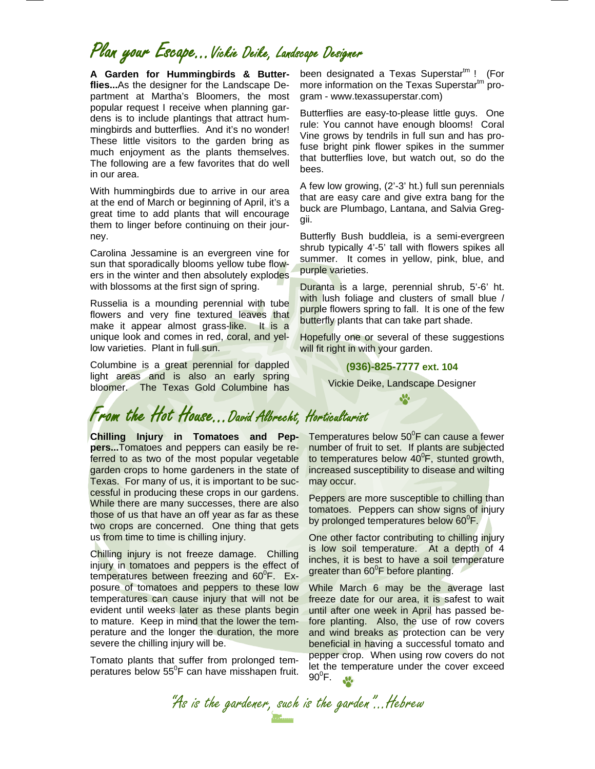# Plan your Escape... Vickie Deike, Landscape Designer

**A Garden for Hummingbirds & Butterflies...**As the designer for the Landscape Department at Martha's Bloomers, the most popular request I receive when planning gardens is to include plantings that attract hummingbirds and butterflies. And it's no wonder! These little visitors to the garden bring as much enjoyment as the plants themselves. The following are a few favorites that do well in our area.

With hummingbirds due to arrive in our area at the end of March or beginning of April, it's a great time to add plants that will encourage them to linger before continuing on their journey.

Carolina Jessamine is an evergreen vine for sun that sporadically blooms yellow tube flowers in the winter and then absolutely explodes with blossoms at the first sign of spring.

Russelia is a mounding perennial with tube flowers and very fine textured leaves that make it appear almost grass-like. It is a unique look and comes in red, coral, and yellow varieties. Plant in full sun.

Columbine is a great perennial for dappled light areas and is also an early spring bloomer. The Texas Gold Columbine has been designated a Texas Superstar™ ! (For more information on the Texas Superstar™ program - www.texassuperstar.com)

Butterflies are easy-to-please little guys. One rule: You cannot have enough blooms! Coral Vine grows by tendrils in full sun and has profuse bright pink flower spikes in the summer that butterflies love, but watch out, so do the bees.

A few low growing, (2'-3' ht.) full sun perennials that are easy care and give extra bang for the buck are Plumbago, Lantana, and Salvia Greggii.

Butterfly Bush buddleia, is a semi-evergreen shrub typically 4'-5' tall with flowers spikes all summer. It comes in yellow, pink, blue, and purple varieties.

Duranta is a large, perennial shrub, 5'-6' ht. with lush foliage and clusters of small blue / purple flowers spring to fall. It is one of the few butterfly plants that can take part shade.

Hopefully one or several of these suggestions will fit right in with your garden.

**(936)-825-7777 ext. 104**

Vickie Deike, Landscape Designer

# From the Hot House... David Albrecht, Horticulturist

**Chilling Injury in Tomatoes and Peppers...**Tomatoes and peppers can easily be referred to as two of the most popular vegetable garden crops to home gardeners in the state of Texas. For many of us, it is important to be successful in producing these crops in our gardens. While there are many successes, there are also those of us that have an off year as far as these two crops are concerned. One thing that gets us from time to time is chilling injury.

Chilling injury is not freeze damage. Chilling injury in tomatoes and peppers is the effect of temperatures between freezing and 60°F. Exposure of tomatoes and peppers to these low temperatures can cause injury that will not be evident until weeks later as these plants begin to mature. Keep in mind that the lower the temperature and the longer the duration, the more severe the chilling injury will be.

Tomato plants that suffer from prolonged temperatures below 55°F can have misshapen fruit. Temperatures below 50°F can cause a fewer number of fruit to set. If plants are subjected to temperatures below 40°F, stunted growth, increased susceptibility to disease and wilting may occur.

Peppers are more susceptible to chilling than tomatoes. Peppers can show signs of injury by prolonged temperatures below 60°F.

One other factor contributing to chilling injury is low soil temperature. At a depth of 4 inches, it is best to have a soil temperature greater than 60°F before planting.

While March 6 may be the average last freeze date for our area, it is safest to wait until after one week in April has passed before planting. Also, the use of row covers and wind breaks as protection can be very beneficial in having a successful tomato and pepper crop. When using row covers do not let the temperature under the cover exceed 90°F.

*"As is the gardener, such is the garden"...Hebrew*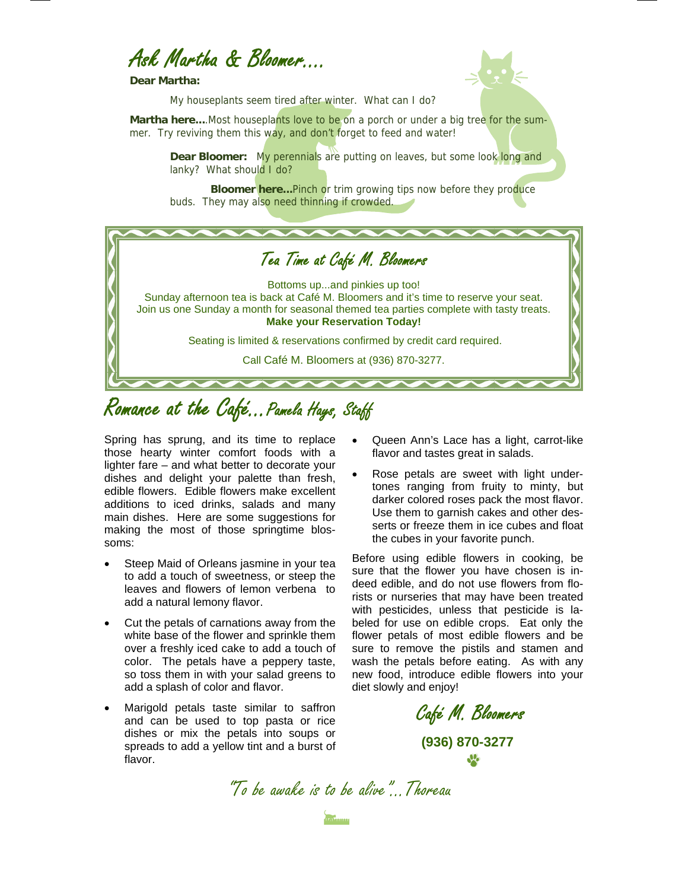# Ask Martha & Bloomer....

**Dear Martha:**

My houseplants seem tired after winter. What can I do?

**Martha here....**Most houseplants love to be on a porch or under a big tree for the summer. Try reviving them this way, and don't forget to feed and water!

**Dear Bloomer:** My perennials are putting on leaves, but some look long and lanky? What should I do?

**Bloomer here...**Pinch or trim growing tips now before they produce buds. They may also need thinning if crowded.

## Tea Time at Café M. Bloomers

Bottoms up...and pinkies up too!
Sunday afternoon tea is back at Café M. Bloomers and it's time to reserve your seat.
Join us one Sunday a month for seasonal themed tea parties complete with tasty treats.
**Make your Reservation Today!**

Seating is limited & reservations confirmed by credit card required.

Call Café M. Bloomers at (936) 870-3277.

## Romance at the Café...Pamela Hays, Staff

Spring has sprung, and its time to replace those hearty winter comfort foods with a lighter fare – and what better to decorate your dishes and delight your palette than fresh, edible flowers. Edible flowers make excellent additions to iced drinks, salads and many main dishes. Here are some suggestions for making the most of those springtime blossoms:

- Steep Maid of Orleans jasmine in your tea to add a touch of sweetness, or steep the leaves and flowers of lemon verbena to add a natural lemony flavor.
- Cut the petals of carnations away from the white base of the flower and sprinkle them over a freshly iced cake to add a touch of color. The petals have a peppery taste, so toss them in with your salad greens to add a splash of color and flavor.
- Marigold petals taste similar to saffron and can be used to top pasta or rice dishes or mix the petals into soups or spreads to add a yellow tint and a burst of flavor.
- Queen Ann's Lace has a light, carrot-like flavor and tastes great in salads.
- Rose petals are sweet with light undertones ranging from fruity to minty, but darker colored roses pack the most flavor. Use them to garnish cakes and other desserts or freeze them in ice cubes and float the cubes in your favorite punch.

Before using edible flowers in cooking, be sure that the flower you have chosen is indeed edible, and do not use flowers from florists or nurseries that may have been treated with pesticides, unless that pesticide is labeled for use on edible crops. Eat only the flower petals of most edible flowers and be sure to remove the pistils and stamen and wash the petals before eating. As with any new food, introduce edible flowers into your diet slowly and enjoy!

**Café M. Bloomers**

**(936) 870-3277**

*"To be awake is to be alive"...Thoreau*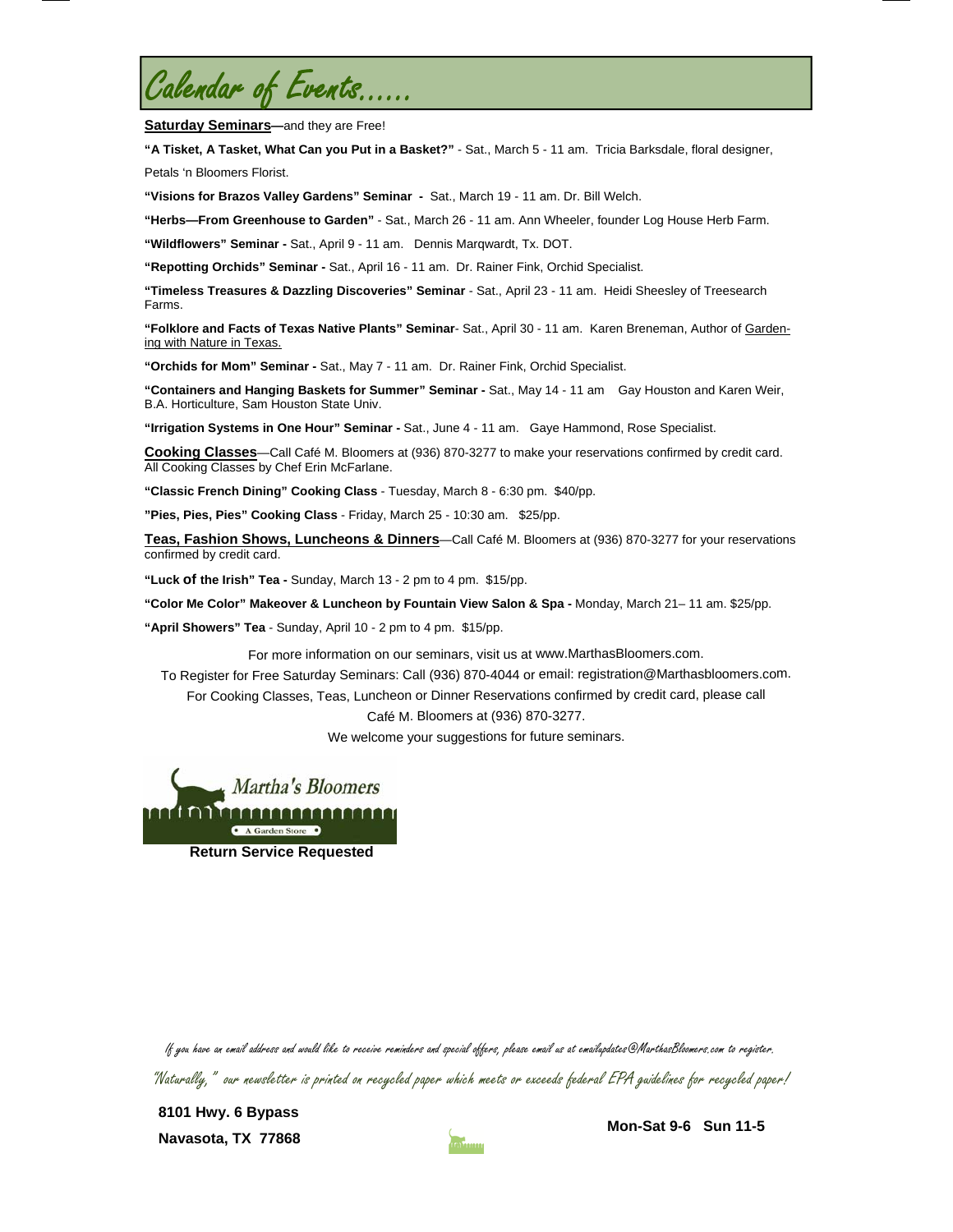# Calendar of Events......

**Saturday Seminars—**and they are Free!

**"A Tisket, A Tasket, What Can you Put in a Basket?"** - Sat., March 5 - 11 am. Tricia Barksdale, floral designer, Petals 'n Bloomers Florist.

**"Visions for Brazos Valley Gardens" Seminar -** Sat., March 19 - 11 am. Dr. Bill Welch.

**"Herbs—From Greenhouse to Garden"** - Sat., March 26 - 11 am. Ann Wheeler, founder Log House Herb Farm.

**"Wildflowers" Seminar -** Sat., April 9 - 11 am. Dennis Marqwardt, Tx. DOT.

**"Repotting Orchids" Seminar -** Sat., April 16 - 11 am. Dr. Rainer Fink, Orchid Specialist.

**"Timeless Treasures & Dazzling Discoveries" Seminar** - Sat., April 23 - 11 am. Heidi Sheesley of Treesearch Farms.

**"Folklore and Facts of Texas Native Plants" Seminar**- Sat., April 30 - 11 am. Karen Breneman, Author of Gardening with Nature in Texas.

**"Orchids for Mom" Seminar -** Sat., May 7 - 11 am. Dr. Rainer Fink, Orchid Specialist.

**"Containers and Hanging Baskets for Summer" Seminar -** Sat., May 14 - 11 am Gay Houston and Karen Weir, B.A. Horticulture, Sam Houston State Univ.

**"Irrigation Systems in One Hour" Seminar -** Sat., June 4 - 11 am. Gaye Hammond, Rose Specialist.

**Cooking Classes**—Call Café M. Bloomers at (936) 870-3277 to make your reservations confirmed by credit card. All Cooking Classes by Chef Erin McFarlane.

**"Classic French Dining" Cooking Class** - Tuesday, March 8 - 6:30 pm. $40/pp.

**"Pies, Pies, Pies" Cooking Class** - Friday, March 25 - 10:30 am. $25/pp.

**Teas, Fashion Shows, Luncheons & Dinners**—Call Café M. Bloomers at (936) 870-3277 for your reservations confirmed by credit card.

**"Luck of the Irish" Tea -** Sunday, March 13 - 2 pm to 4 pm. $15/pp.

**"Color Me Color" Makeover & Luncheon by Fountain View Salon & Spa -** Monday, March 21– 11 am. $25/pp.

**"April Showers" Tea** - Sunday, April 10 - 2 pm to 4 pm. $15/pp.

For more information on our seminars, visit us at www.MarthasBloomers.com.
To Register for Free Saturday Seminars: Call (936) 870-4044 or email: registration@Marthasbloomers.com.
For Cooking Classes, Teas, Luncheon or Dinner Reservations confirmed by credit card, please call Café M. Bloomers at (936) 870-3277.
We welcome your suggestions for future seminars.

Martha's Bloomers
A Garden Store

**Return Service Requested**

*If you have an email address and would like to receive reminders and special offers, please email us at emailupdates@MarthasBloomers.com to register.*

*"Naturally," our newsletter is printed on recycled paper which meets or exceeds federal EPA guidelines for recycled paper!*

**8101 Hwy. 6 Bypass**
**Navasota, TX 77868**

**Mon-Sat 9-6 Sun 11-5**